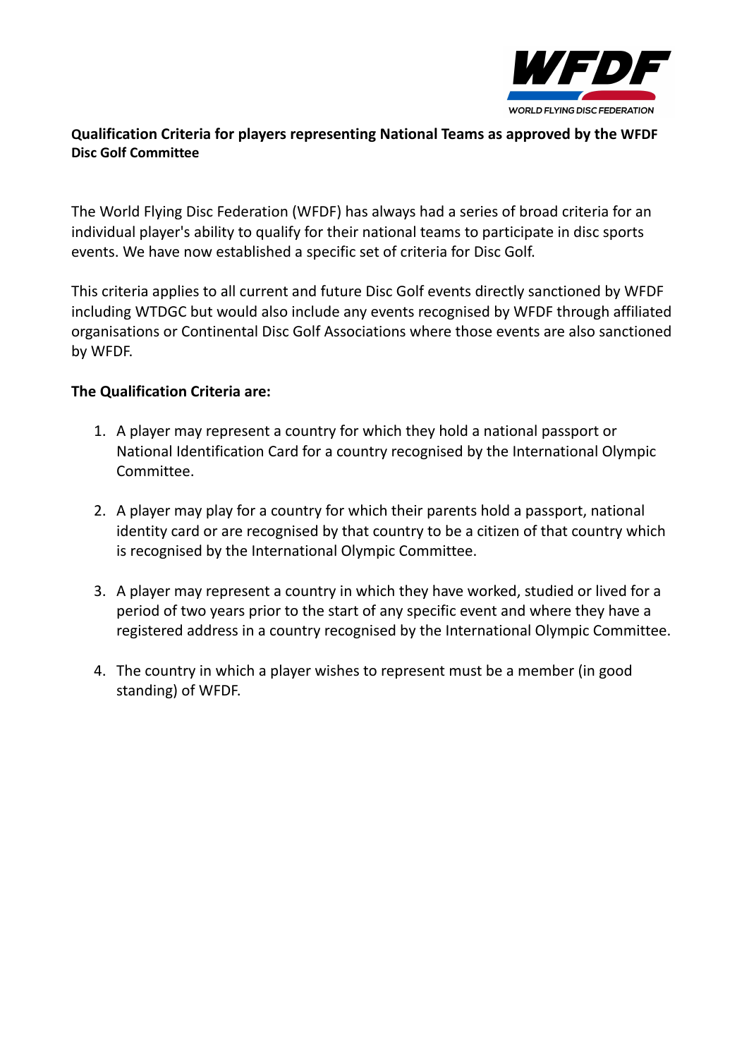**Qualification Criteria for players representing National Teams as approved by the WFDF Disc Golf Committee**

The World Flying Disc Federation (WFDF) has always had a series of broad criteria for an individual player's ability to qualify for their national teams to participate in disc sports events. We have now established a specific set of criteria for Disc Golf.

This criteria applies to all current and future Disc Golf events directly sanctioned by WFDF including WTDGC but would also include any events recognised by WFDF through affiliated organisations or Continental Disc Golf Associations where those events are also sanctioned by WFDF.

**The Qualification Criteria are:**

1. A player may represent a country for which they hold a national passport or National Identification Card for a country recognised by the International Olympic Committee.

2. A player may play for a country for which their parents hold a passport, national identity card or are recognised by that country to be a citizen of that country which is recognised by the International Olympic Committee.

3. A player may represent a country in which they have worked, studied or lived for a period of two years prior to the start of any specific event and where they have a registered address in a country recognised by the International Olympic Committee.

4. The country in which a player wishes to represent must be a member (in good standing) of WFDF.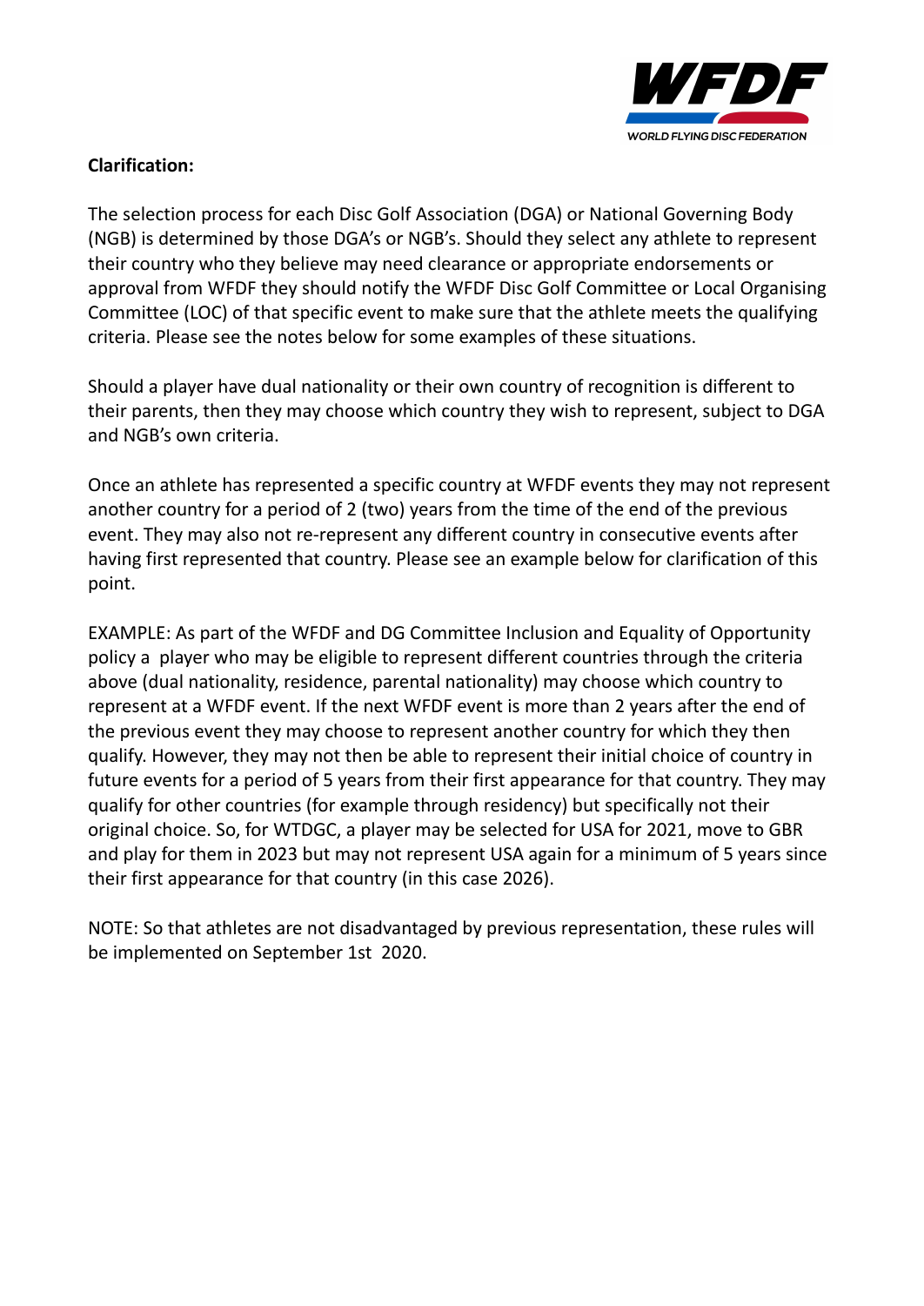**Clarification:**

The selection process for each Disc Golf Association (DGA) or National Governing Body (NGB) is determined by those DGA's or NGB's. Should they select any athlete to represent their country who they believe may need clearance or appropriate endorsements or approval from WFDF they should notify the WFDF Disc Golf Committee or Local Organising Committee (LOC) of that specific event to make sure that the athlete meets the qualifying criteria. Please see the notes below for some examples of these situations.

Should a player have dual nationality or their own country of recognition is different to their parents, then they may choose which country they wish to represent, subject to DGA and NGB's own criteria.

Once an athlete has represented a specific country at WFDF events they may not represent another country for a period of 2 (two) years from the time of the end of the previous event. They may also not re-represent any different country in consecutive events after having first represented that country. Please see an example below for clarification of this point.

EXAMPLE: As part of the WFDF and DG Committee Inclusion and Equality of Opportunity policy a player who may be eligible to represent different countries through the criteria above (dual nationality, residence, parental nationality) may choose which country to represent at a WFDF event. If the next WFDF event is more than 2 years after the end of the previous event they may choose to represent another country for which they then qualify. However, they may not then be able to represent their initial choice of country in future events for a period of 5 years from their first appearance for that country. They may qualify for other countries (for example through residency) but specifically not their original choice. So, for WTDGC, a player may be selected for USA for 2021, move to GBR and play for them in 2023 but may not represent USA again for a minimum of 5 years since their first appearance for that country (in this case 2026).

NOTE: So that athletes are not disadvantaged by previous representation, these rules will be implemented on September 1st 2020.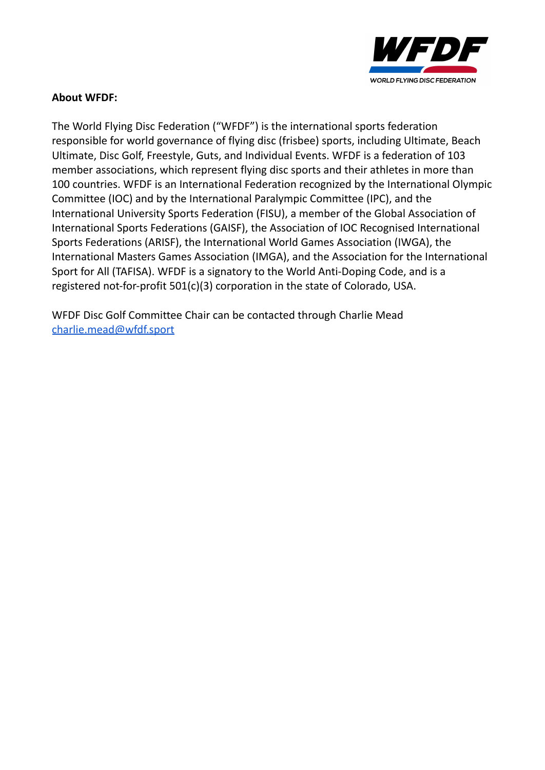**About WFDF:**

The World Flying Disc Federation ("WFDF") is the international sports federation responsible for world governance of flying disc (frisbee) sports, including Ultimate, Beach Ultimate, Disc Golf, Freestyle, Guts, and Individual Events. WFDF is a federation of 103 member associations, which represent flying disc sports and their athletes in more than 100 countries. WFDF is an International Federation recognized by the International Olympic Committee (IOC) and by the International Paralympic Committee (IPC), and the International University Sports Federation (FISU), a member of the Global Association of International Sports Federations (GAISF), the Association of IOC Recognised International Sports Federations (ARISF), the International World Games Association (IWGA), the International Masters Games Association (IMGA), and the Association for the International Sport for All (TAFISA). WFDF is a signatory to the World Anti-Doping Code, and is a registered not-for-profit 501(c)(3) corporation in the state of Colorado, USA.

WFDF Disc Golf Committee Chair can be contacted through Charlie Mead
charlie.mead@wfdf.sport